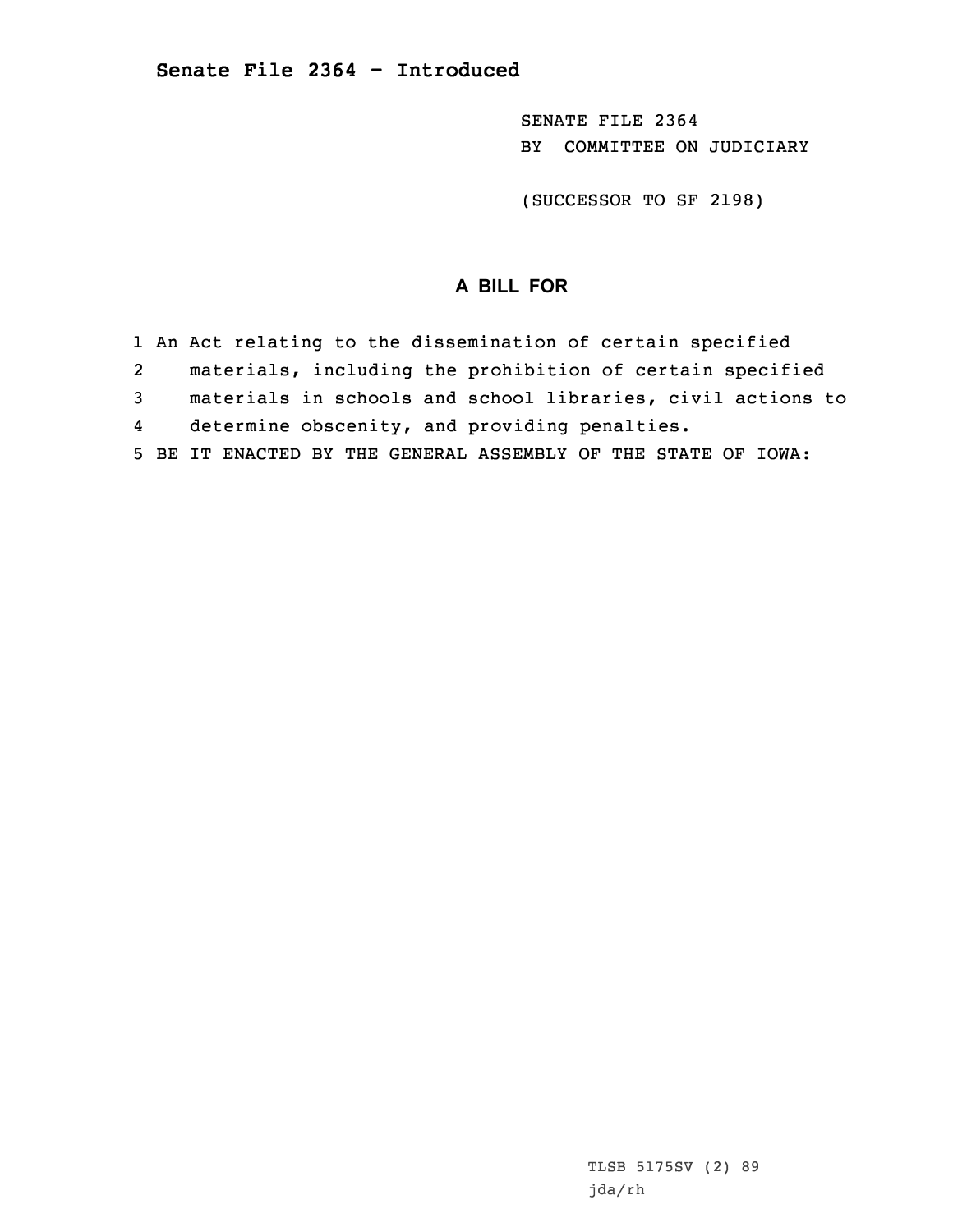**Senate File 2364 - Introduced**

SENATE FILE 2364
BY COMMITTEE ON JUDICIARY

(SUCCESSOR TO SF 2198)

## A BILL FOR

1 An Act relating to the dissemination of certain specified
2 materials, including the prohibition of certain specified
3 materials in schools and school libraries, civil actions to
4 determine obscenity, and providing penalties.
5 BE IT ENACTED BY THE GENERAL ASSEMBLY OF THE STATE OF IOWA:

TLSB 5175SV (2) 89
jda/rh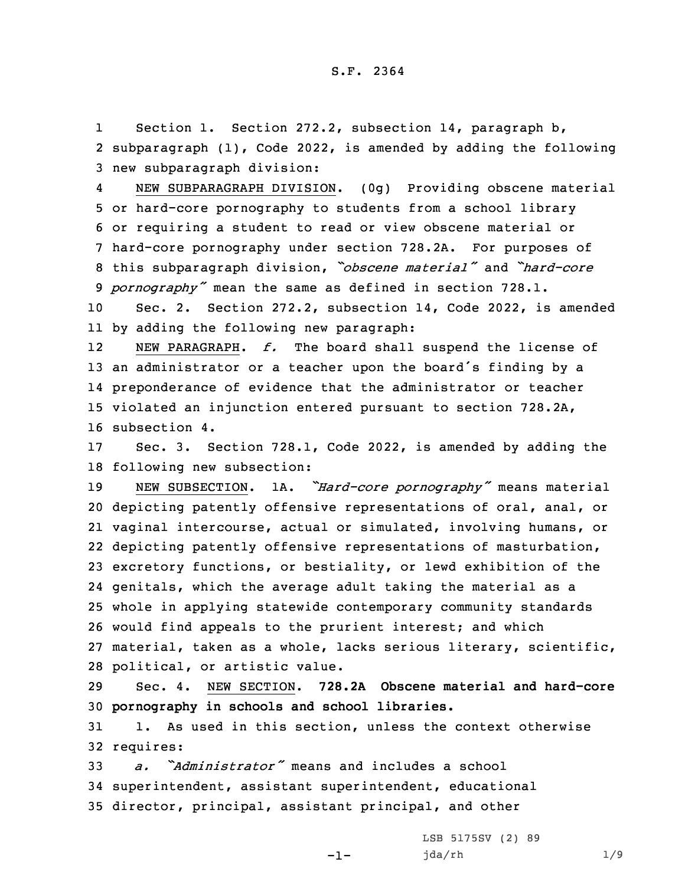S.F. 2364

1 Section 1. Section 272.2, subsection 14, paragraph b,
2 subparagraph (1), Code 2022, is amended by adding the following
3 new subparagraph division:

4 NEW SUBPARAGRAPH DIVISION. (0g) Providing obscene material
5 or hard-core pornography to students from a school library
6 or requiring a student to read or view obscene material or
7 hard-core pornography under section 728.2A. For purposes of
8 this subparagraph division, *"obscene material"* and *"hard-core*
9 *pornography"* mean the same as defined in section 728.1.

10 Sec. 2. Section 272.2, subsection 14, Code 2022, is amended
11 by adding the following new paragraph:

12 NEW PARAGRAPH. *f.* The board shall suspend the license of
13 an administrator or a teacher upon the board's finding by a
14 preponderance of evidence that the administrator or teacher
15 violated an injunction entered pursuant to section 728.2A,
16 subsection 4.

17 Sec. 3. Section 728.1, Code 2022, is amended by adding the
18 following new subsection:

19 NEW SUBSECTION. 1A. *"Hard-core pornography"* means material
20 depicting patently offensive representations of oral, anal, or
21 vaginal intercourse, actual or simulated, involving humans, or
22 depicting patently offensive representations of masturbation,
23 excretory functions, or bestiality, or lewd exhibition of the
24 genitals, which the average adult taking the material as a
25 whole in applying statewide contemporary community standards
26 would find appeals to the prurient interest; and which
27 material, taken as a whole, lacks serious literary, scientific,
28 political, or artistic value.

29 Sec. 4. NEW SECTION. **728.2A Obscene material and hard-core**
30 **pornography in schools and school libraries.**

31 1. As used in this section, unless the context otherwise
32 requires:

33 *a. "Administrator"* means and includes a school
34 superintendent, assistant superintendent, educational
35 director, principal, assistant principal, and other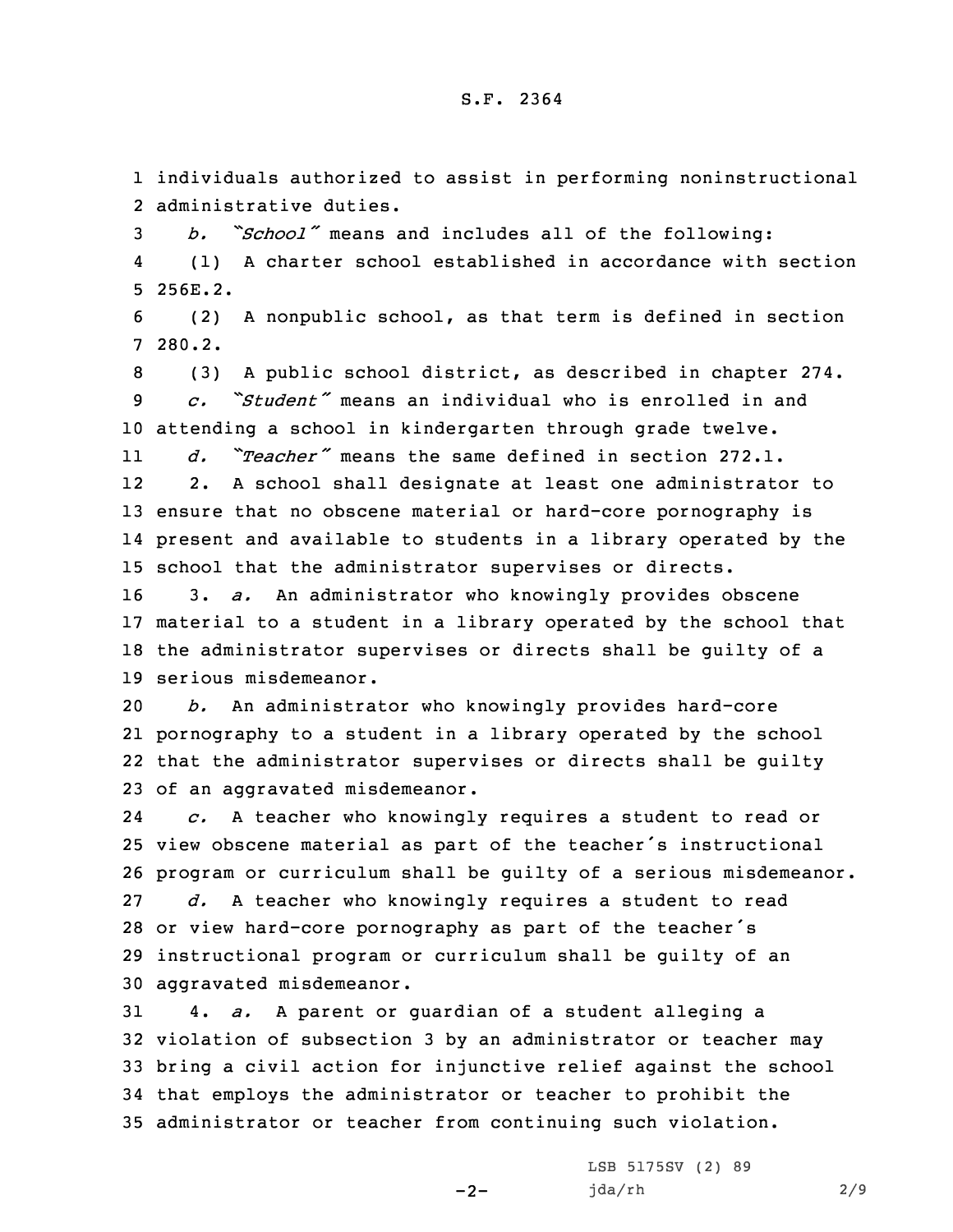individuals authorized to assist in performing noninstructional administrative duties.

*b.* *"School"* means and includes all of the following:

(1) A charter school established in accordance with section 256E.2.

(2) A nonpublic school, as that term is defined in section 280.2.

(3) A public school district, as described in chapter 274.

*c.* *"Student"* means an individual who is enrolled in and attending a school in kindergarten through grade twelve.

*d.* *"Teacher"* means the same defined in section 272.1.

2. A school shall designate at least one administrator to ensure that no obscene material or hard-core pornography is present and available to students in a library operated by the school that the administrator supervises or directs.

3. *a.* An administrator who knowingly provides obscene material to a student in a library operated by the school that the administrator supervises or directs shall be guilty of a serious misdemeanor.

*b.* An administrator who knowingly provides hard-core pornography to a student in a library operated by the school that the administrator supervises or directs shall be guilty of an aggravated misdemeanor.

*c.* A teacher who knowingly requires a student to read or view obscene material as part of the teacher's instructional program or curriculum shall be guilty of a serious misdemeanor.

*d.* A teacher who knowingly requires a student to read or view hard-core pornography as part of the teacher's instructional program or curriculum shall be guilty of an aggravated misdemeanor.

4. *a.* A parent or guardian of a student alleging a violation of subsection 3 by an administrator or teacher may bring a civil action for injunctive relief against the school that employs the administrator or teacher to prohibit the administrator or teacher from continuing such violation.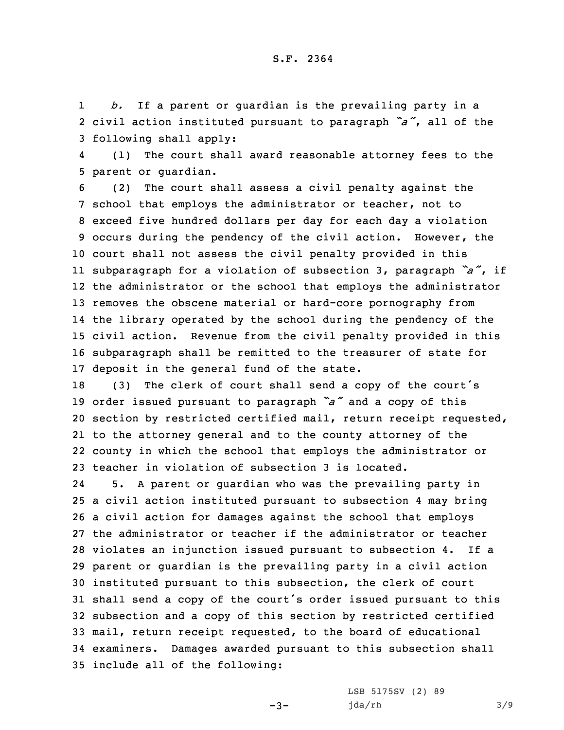*b.* If a parent or guardian is the prevailing party in a civil action instituted pursuant to paragraph *"a"*, all of the following shall apply:

(1) The court shall award reasonable attorney fees to the parent or guardian.

(2) The court shall assess a civil penalty against the school that employs the administrator or teacher, not to exceed five hundred dollars per day for each day a violation occurs during the pendency of the civil action. However, the court shall not assess the civil penalty provided in this subparagraph for a violation of subsection 3, paragraph *"a"*, if the administrator or the school that employs the administrator removes the obscene material or hard-core pornography from the library operated by the school during the pendency of the civil action. Revenue from the civil penalty provided in this subparagraph shall be remitted to the treasurer of state for deposit in the general fund of the state.

(3) The clerk of court shall send a copy of the court's order issued pursuant to paragraph *"a"* and a copy of this section by restricted certified mail, return receipt requested, to the attorney general and to the county attorney of the county in which the school that employs the administrator or teacher in violation of subsection 3 is located.

5. A parent or guardian who was the prevailing party in a civil action instituted pursuant to subsection 4 may bring a civil action for damages against the school that employs the administrator or teacher if the administrator or teacher violates an injunction issued pursuant to subsection 4. If a parent or guardian is the prevailing party in a civil action instituted pursuant to this subsection, the clerk of court shall send a copy of the court's order issued pursuant to this subsection and a copy of this section by restricted certified mail, return receipt requested, to the board of educational examiners. Damages awarded pursuant to this subsection shall include all of the following: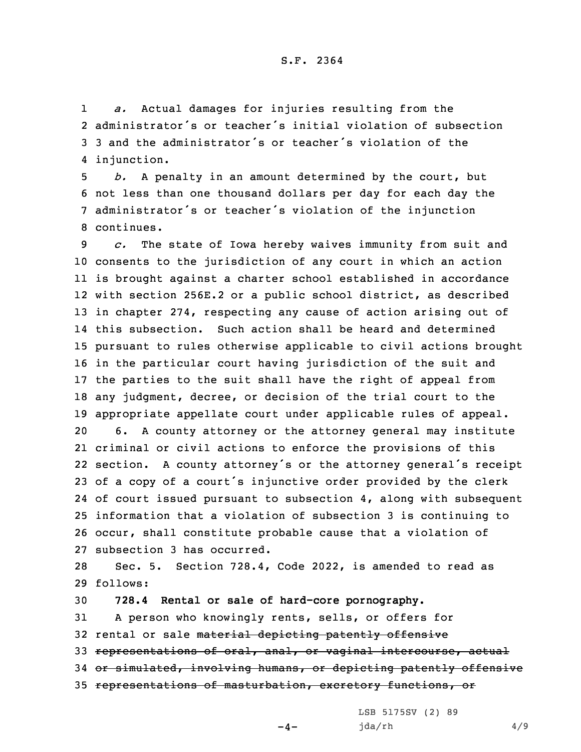*a.* Actual damages for injuries resulting from the administrator's or teacher's initial violation of subsection 3 and the administrator's or teacher's violation of the injunction.

*b.* A penalty in an amount determined by the court, but not less than one thousand dollars per day for each day the administrator's or teacher's violation of the injunction continues.

*c.* The state of Iowa hereby waives immunity from suit and consents to the jurisdiction of any court in which an action is brought against a charter school established in accordance with section 256E.2 or a public school district, as described in chapter 274, respecting any cause of action arising out of this subsection. Such action shall be heard and determined pursuant to rules otherwise applicable to civil actions brought in the particular court having jurisdiction of the suit and the parties to the suit shall have the right of appeal from any judgment, decree, or decision of the trial court to the appropriate appellate court under applicable rules of appeal.

6. A county attorney or the attorney general may institute criminal or civil actions to enforce the provisions of this section. A county attorney's or the attorney general's receipt of a copy of a court's injunctive order provided by the clerk of court issued pursuant to subsection 4, along with subsequent information that a violation of subsection 3 is continuing to occur, shall constitute probable cause that a violation of subsection 3 has occurred.

Sec. 5. Section 728.4, Code 2022, is amended to read as follows:

**728.4 Rental or sale of hard-core pornography.**

A person who knowingly rents, sells, or offers for rental or sale ~~material depicting patently offensive representations of oral, anal, or vaginal intercourse, actual or simulated, involving humans, or depicting patently offensive representations of masturbation, excretory functions, or~~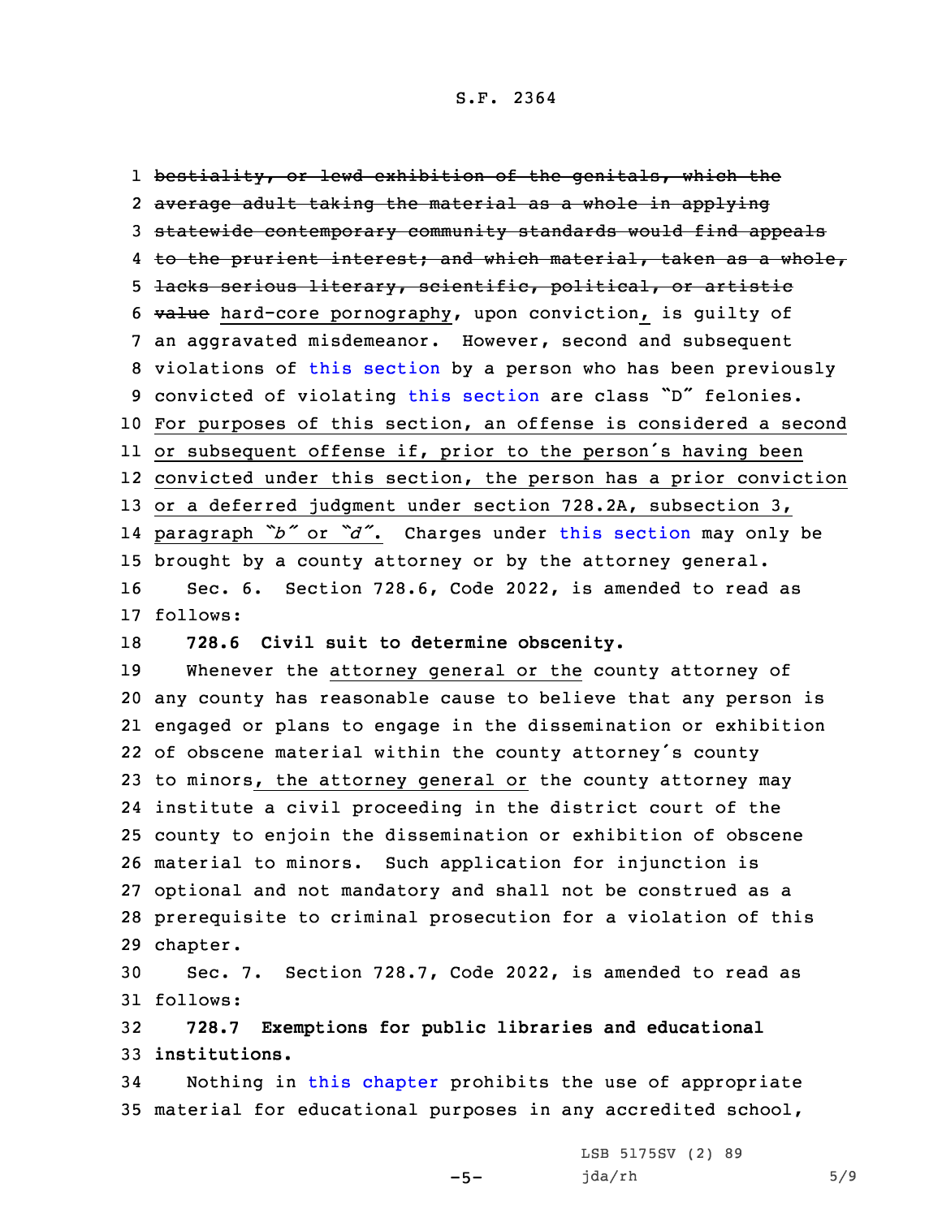1 ~~bestiality, or lewd exhibition of the genitals, which the~~
2 ~~average adult taking the material as a whole in applying~~
3 ~~statewide contemporary community standards would find appeals~~
4 ~~to the prurient interest; and which material, taken as a whole,~~
5 ~~lacks serious literary, scientific, political, or artistic~~
6 ~~value~~ hard-core pornography, upon conviction, is guilty of
7 an aggravated misdemeanor. However, second and subsequent
8 violations of this section by a person who has been previously
9 convicted of violating this section are class "D" felonies.
10 For purposes of this section, an offense is considered a second
11 or subsequent offense if, prior to the person's having been
12 convicted under this section, the person has a prior conviction
13 or a deferred judgment under section 728.2A, subsection 3,
14 paragraph *"b"* or *"d"*. Charges under this section may only be
15 brought by a county attorney or by the attorney general.

16 Sec. 6. Section 728.6, Code 2022, is amended to read as
17 follows:

18 **728.6 Civil suit to determine obscenity.**

19 Whenever the attorney general or the county attorney of
20 any county has reasonable cause to believe that any person is
21 engaged or plans to engage in the dissemination or exhibition
22 of obscene material within the county attorney's county
23 to minors, the attorney general or the county attorney may
24 institute a civil proceeding in the district court of the
25 county to enjoin the dissemination or exhibition of obscene
26 material to minors. Such application for injunction is
27 optional and not mandatory and shall not be construed as a
28 prerequisite to criminal prosecution for a violation of this
29 chapter.

30 Sec. 7. Section 728.7, Code 2022, is amended to read as
31 follows:

32 **728.7 Exemptions for public libraries and educational**
33 **institutions.**

34 Nothing in this chapter prohibits the use of appropriate
35 material for educational purposes in any accredited school,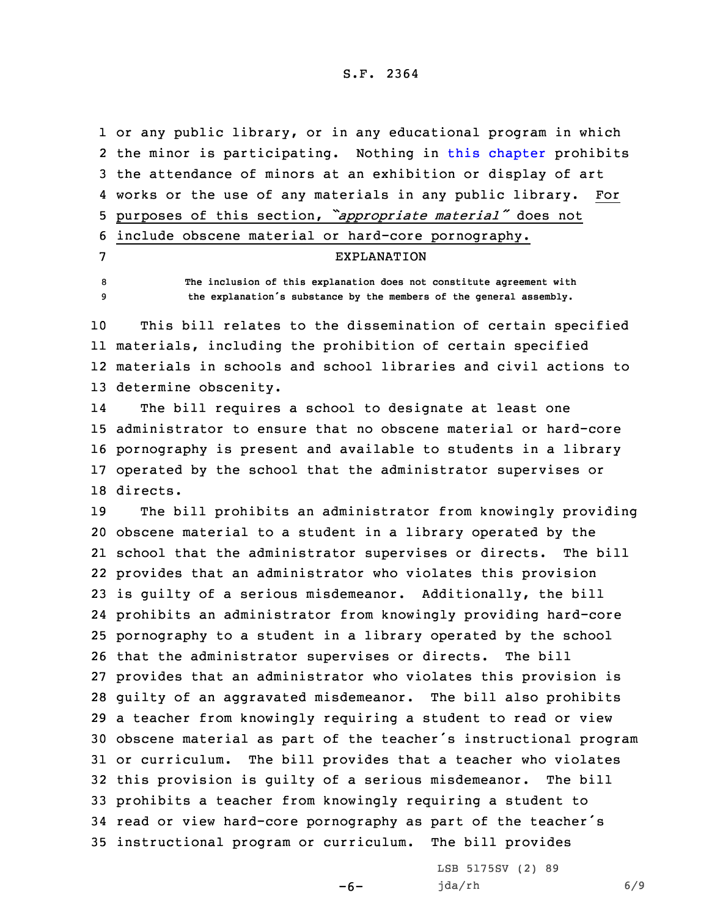or any public library, or in any educational program in which the minor is participating. Nothing in this chapter prohibits the attendance of minors at an exhibition or display of art works or the use of any materials in any public library. For purposes of this section, *"appropriate material"* does not include obscene material or hard-core pornography.

EXPLANATION

The inclusion of this explanation does not constitute agreement with the explanation's substance by the members of the general assembly.

This bill relates to the dissemination of certain specified materials, including the prohibition of certain specified materials in schools and school libraries and civil actions to determine obscenity.

The bill requires a school to designate at least one administrator to ensure that no obscene material or hard-core pornography is present and available to students in a library operated by the school that the administrator supervises or directs.

The bill prohibits an administrator from knowingly providing obscene material to a student in a library operated by the school that the administrator supervises or directs. The bill provides that an administrator who violates this provision is guilty of a serious misdemeanor. Additionally, the bill prohibits an administrator from knowingly providing hard-core pornography to a student in a library operated by the school that the administrator supervises or directs. The bill provides that an administrator who violates this provision is guilty of an aggravated misdemeanor. The bill also prohibits a teacher from knowingly requiring a student to read or view obscene material as part of the teacher's instructional program or curriculum. The bill provides that a teacher who violates this provision is guilty of a serious misdemeanor. The bill prohibits a teacher from knowingly requiring a student to read or view hard-core pornography as part of the teacher's instructional program or curriculum. The bill provides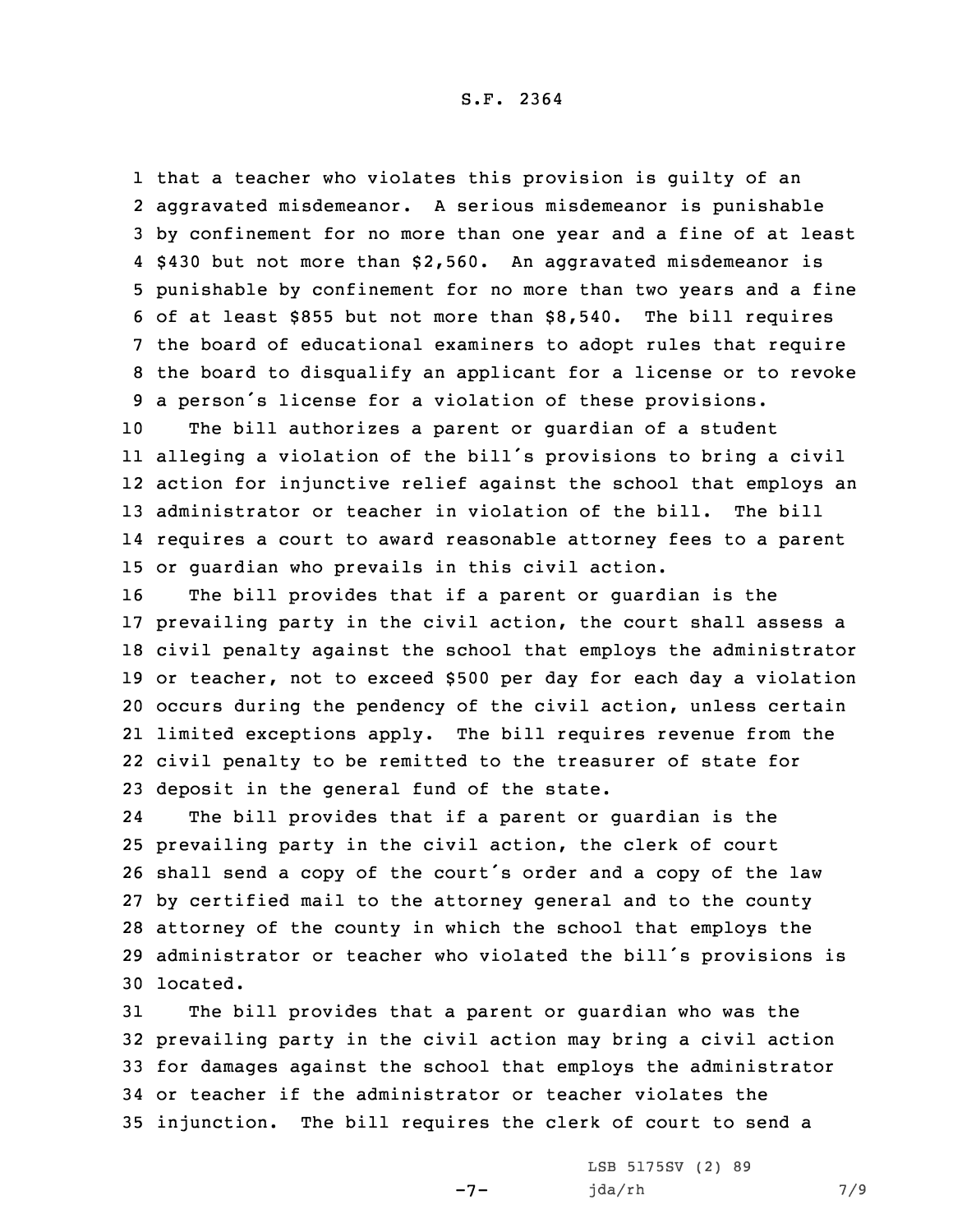that a teacher who violates this provision is guilty of an aggravated misdemeanor. A serious misdemeanor is punishable by confinement for no more than one year and a fine of at least $430 but not more than $2,560. An aggravated misdemeanor is punishable by confinement for no more than two years and a fine of at least $855 but not more than $8,540. The bill requires the board of educational examiners to adopt rules that require the board to disqualify an applicant for a license or to revoke a person's license for a violation of these provisions.

The bill authorizes a parent or guardian of a student alleging a violation of the bill's provisions to bring a civil action for injunctive relief against the school that employs an administrator or teacher in violation of the bill. The bill requires a court to award reasonable attorney fees to a parent or guardian who prevails in this civil action.

The bill provides that if a parent or guardian is the prevailing party in the civil action, the court shall assess a civil penalty against the school that employs the administrator or teacher, not to exceed $500 per day for each day a violation occurs during the pendency of the civil action, unless certain limited exceptions apply. The bill requires revenue from the civil penalty to be remitted to the treasurer of state for deposit in the general fund of the state.

The bill provides that if a parent or guardian is the prevailing party in the civil action, the clerk of court shall send a copy of the court's order and a copy of the law by certified mail to the attorney general and to the county attorney of the county in which the school that employs the administrator or teacher who violated the bill's provisions is located.

The bill provides that a parent or guardian who was the prevailing party in the civil action may bring a civil action for damages against the school that employs the administrator or teacher if the administrator or teacher violates the injunction. The bill requires the clerk of court to send a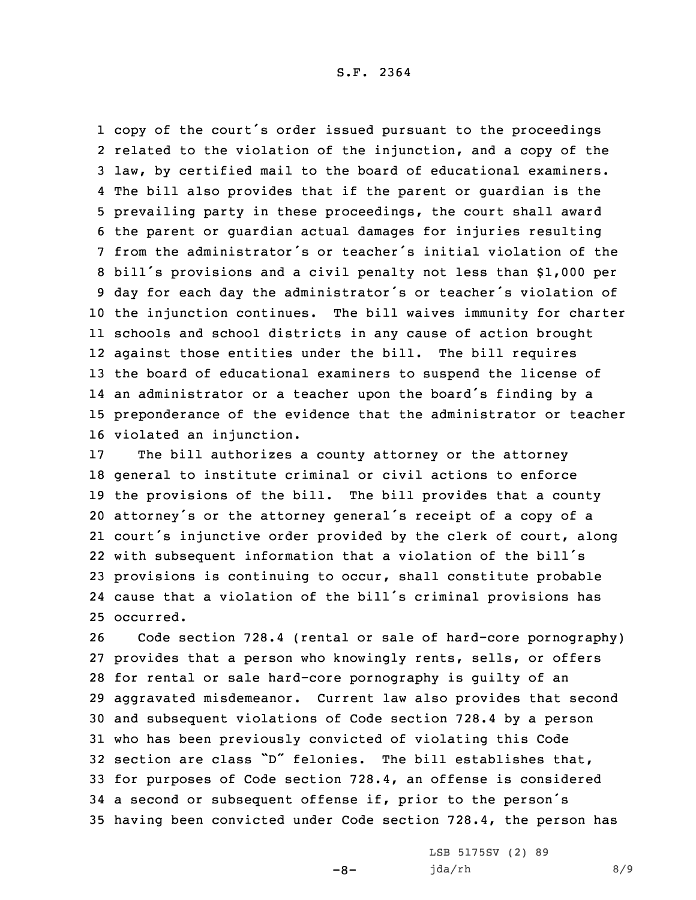copy of the court's order issued pursuant to the proceedings related to the violation of the injunction, and a copy of the law, by certified mail to the board of educational examiners. The bill also provides that if the parent or guardian is the prevailing party in these proceedings, the court shall award the parent or guardian actual damages for injuries resulting from the administrator's or teacher's initial violation of the bill's provisions and a civil penalty not less than $1,000 per day for each day the administrator's or teacher's violation of the injunction continues. The bill waives immunity for charter schools and school districts in any cause of action brought against those entities under the bill. The bill requires the board of educational examiners to suspend the license of an administrator or a teacher upon the board's finding by a preponderance of the evidence that the administrator or teacher violated an injunction.

The bill authorizes a county attorney or the attorney general to institute criminal or civil actions to enforce the provisions of the bill. The bill provides that a county attorney's or the attorney general's receipt of a copy of a court's injunctive order provided by the clerk of court, along with subsequent information that a violation of the bill's provisions is continuing to occur, shall constitute probable cause that a violation of the bill's criminal provisions has occurred.

Code section 728.4 (rental or sale of hard-core pornography) provides that a person who knowingly rents, sells, or offers for rental or sale hard-core pornography is guilty of an aggravated misdemeanor. Current law also provides that second and subsequent violations of Code section 728.4 by a person who has been previously convicted of violating this Code section are class "D" felonies. The bill establishes that, for purposes of Code section 728.4, an offense is considered a second or subsequent offense if, prior to the person's having been convicted under Code section 728.4, the person has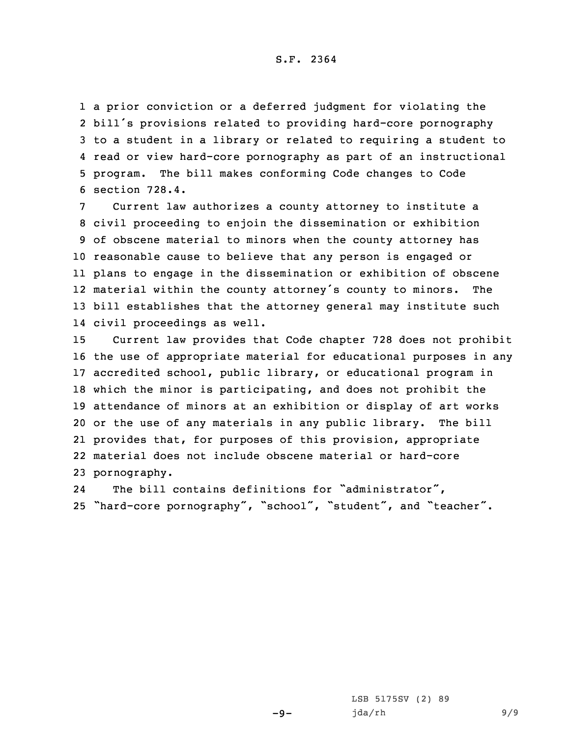a prior conviction or a deferred judgment for violating the bill's provisions related to providing hard-core pornography to a student in a library or related to requiring a student to read or view hard-core pornography as part of an instructional program. The bill makes conforming Code changes to Code section 728.4.

Current law authorizes a county attorney to institute a civil proceeding to enjoin the dissemination or exhibition of obscene material to minors when the county attorney has reasonable cause to believe that any person is engaged or plans to engage in the dissemination or exhibition of obscene material within the county attorney's county to minors. The bill establishes that the attorney general may institute such civil proceedings as well.

Current law provides that Code chapter 728 does not prohibit the use of appropriate material for educational purposes in any accredited school, public library, or educational program in which the minor is participating, and does not prohibit the attendance of minors at an exhibition or display of art works or the use of any materials in any public library. The bill provides that, for purposes of this provision, appropriate material does not include obscene material or hard-core pornography.

The bill contains definitions for "administrator", "hard-core pornography", "school", "student", and "teacher".